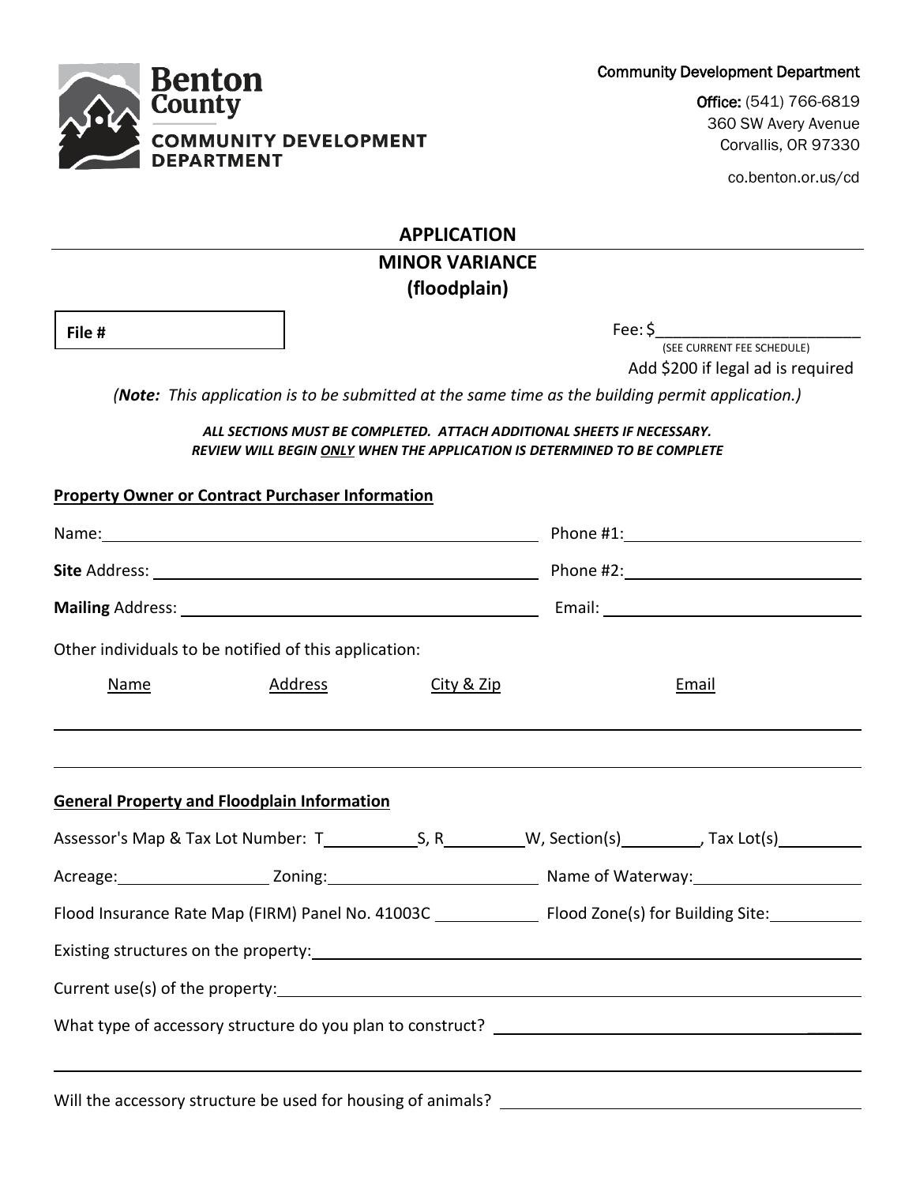**Benton County**

**COMMUNITY DEVELOPMENT DEPARTMENT**

Community Development Department

**Office:** (541) 766-6819
360 SW Avery Avenue
Corvallis, OR 97330

co.benton.or.us/cd

# APPLICATION

## MINOR VARIANCE (floodplain)

**File #**

Fee: $_______________________
(SEE CURRENT FEE SCHEDULE)
Add $200 if legal ad is required

*(**Note:** This application is to be submitted at the same time as the building permit application.)*

***ALL SECTIONS MUST BE COMPLETED. ATTACH ADDITIONAL SHEETS IF NECESSARY.***
***REVIEW WILL BEGIN ONLY WHEN THE APPLICATION IS DETERMINED TO BE COMPLETE***

**Property Owner or Contract Purchaser Information**

Name: ______________________________ Phone #1: ______________________________

**Site** Address: ______________________________ Phone #2: ______________________________

**Mailing** Address: ______________________________ Email: ______________________________

Other individuals to be notified of this application:

| Name | Address | City & Zip | Email |
|---|---|---|---|
| | | | |
| | | | |

**General Property and Floodplain Information**

Assessor's Map & Tax Lot Number: T__________S, R__________W, Section(s)__________, Tax Lot(s)__________

Acreage: __________ Zoning: ______________________ Name of Waterway: ______________________

Flood Insurance Rate Map (FIRM) Panel No. 41003C __________ Flood Zone(s) for Building Site: __________

Existing structures on the property: ______________________________________________

Current use(s) of the property: ______________________________________________

What type of accessory structure do you plan to construct? ______________________________________________

______________________________________________

Will the accessory structure be used for housing of animals? ______________________________________________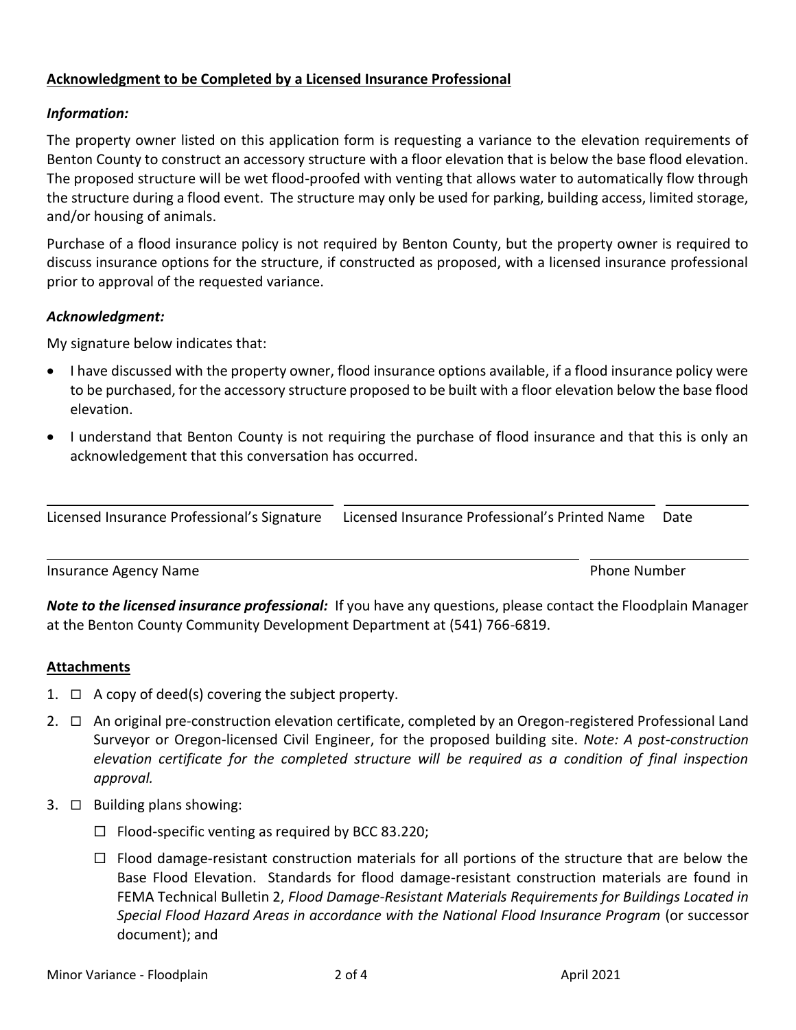## Acknowledgment to be Completed by a Licensed Insurance Professional

### *Information:*

The property owner listed on this application form is requesting a variance to the elevation requirements of Benton County to construct an accessory structure with a floor elevation that is below the base flood elevation. The proposed structure will be wet flood-proofed with venting that allows water to automatically flow through the structure during a flood event. The structure may only be used for parking, building access, limited storage, and/or housing of animals.

Purchase of a flood insurance policy is not required by Benton County, but the property owner is required to discuss insurance options for the structure, if constructed as proposed, with a licensed insurance professional prior to approval of the requested variance.

### *Acknowledgment:*

My signature below indicates that:

- I have discussed with the property owner, flood insurance options available, if a flood insurance policy were to be purchased, for the accessory structure proposed to be built with a floor elevation below the base flood elevation.
- I understand that Benton County is not requiring the purchase of flood insurance and that this is only an acknowledgement that this conversation has occurred.

| Licensed Insurance Professional's Signature | Licensed Insurance Professional's Printed Name | Date |
|---|---|---|
| | | |

| Insurance Agency Name | Phone Number |
|---|---|
| | |

***Note to the licensed insurance professional:*** If you have any questions, please contact the Floodplain Manager at the Benton County Community Development Department at (541) 766-6819.

## Attachments

1. ☐ A copy of deed(s) covering the subject property.
2. ☐ An original pre-construction elevation certificate, completed by an Oregon-registered Professional Land Surveyor or Oregon-licensed Civil Engineer, for the proposed building site. *Note: A post-construction elevation certificate for the completed structure will be required as a condition of final inspection approval.*
3. ☐ Building plans showing:
   - ☐ Flood-specific venting as required by BCC 83.220;
   - ☐ Flood damage-resistant construction materials for all portions of the structure that are below the Base Flood Elevation. Standards for flood damage-resistant construction materials are found in FEMA Technical Bulletin 2, *Flood Damage-Resistant Materials Requirements for Buildings Located in Special Flood Hazard Areas in accordance with the National Flood Insurance Program* (or successor document); and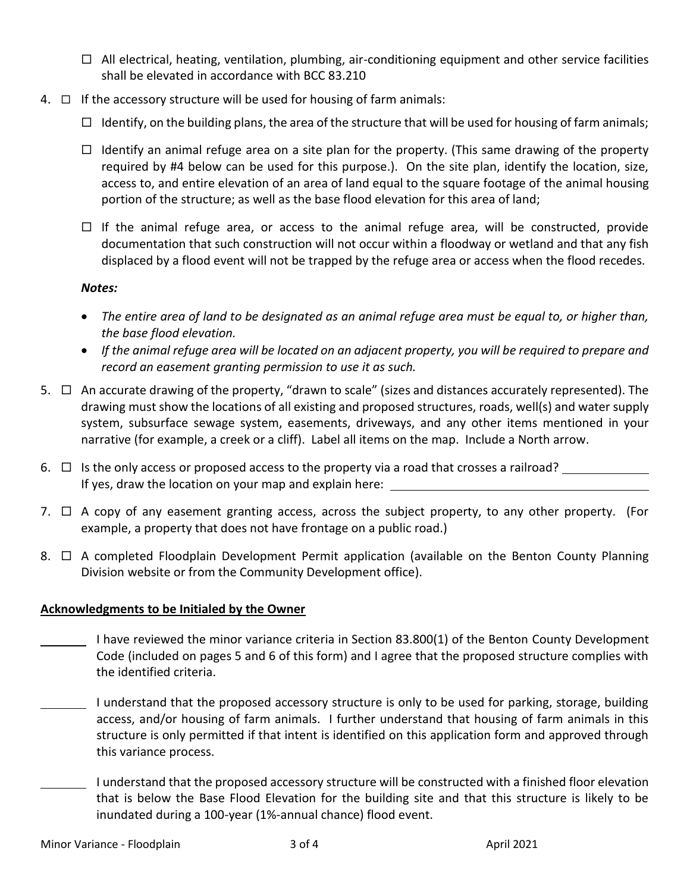- ☐ All electrical, heating, ventilation, plumbing, air-conditioning equipment and other service facilities shall be elevated in accordance with BCC 83.210

4. ☐ If the accessory structure will be used for housing of farm animals:

   - ☐ Identify, on the building plans, the area of the structure that will be used for housing of farm animals;
   - ☐ Identify an animal refuge area on a site plan for the property. (This same drawing of the property required by #4 below can be used for this purpose.). On the site plan, identify the location, size, access to, and entire elevation of an area of land equal to the square footage of the animal housing portion of the structure; as well as the base flood elevation for this area of land;
   - ☐ If the animal refuge area, or access to the animal refuge area, will be constructed, provide documentation that such construction will not occur within a floodway or wetland and that any fish displaced by a flood event will not be trapped by the refuge area or access when the flood recedes.

   ***Notes:***

   - *The entire area of land to be designated as an animal refuge area must be equal to, or higher than, the base flood elevation.*
   - *If the animal refuge area will be located on an adjacent property, you will be required to prepare and record an easement granting permission to use it as such.*

5. ☐ An accurate drawing of the property, "drawn to scale" (sizes and distances accurately represented). The drawing must show the locations of all existing and proposed structures, roads, well(s) and water supply system, subsurface sewage system, easements, driveways, and any other items mentioned in your narrative (for example, a creek or a cliff). Label all items on the map. Include a North arrow.

6. ☐ Is the only access or proposed access to the property via a road that crosses a railroad? ____________
   If yes, draw the location on your map and explain here: ______________________________________

7. ☐ A copy of any easement granting access, across the subject property, to any other property. (For example, a property that does not have frontage on a public road.)

8. ☐ A completed Floodplain Development Permit application (available on the Benton County Planning Division website or from the Community Development office).

**Acknowledgments to be Initialed by the Owner**

_______ I have reviewed the minor variance criteria in Section 83.800(1) of the Benton County Development Code (included on pages 5 and 6 of this form) and I agree that the proposed structure complies with the identified criteria.

_______ I understand that the proposed accessory structure is only to be used for parking, storage, building access, and/or housing of farm animals. I further understand that housing of farm animals in this structure is only permitted if that intent is identified on this application form and approved through this variance process.

_______ I understand that the proposed accessory structure will be constructed with a finished floor elevation that is below the Base Flood Elevation for the building site and that this structure is likely to be inundated during a 100-year (1%-annual chance) flood event.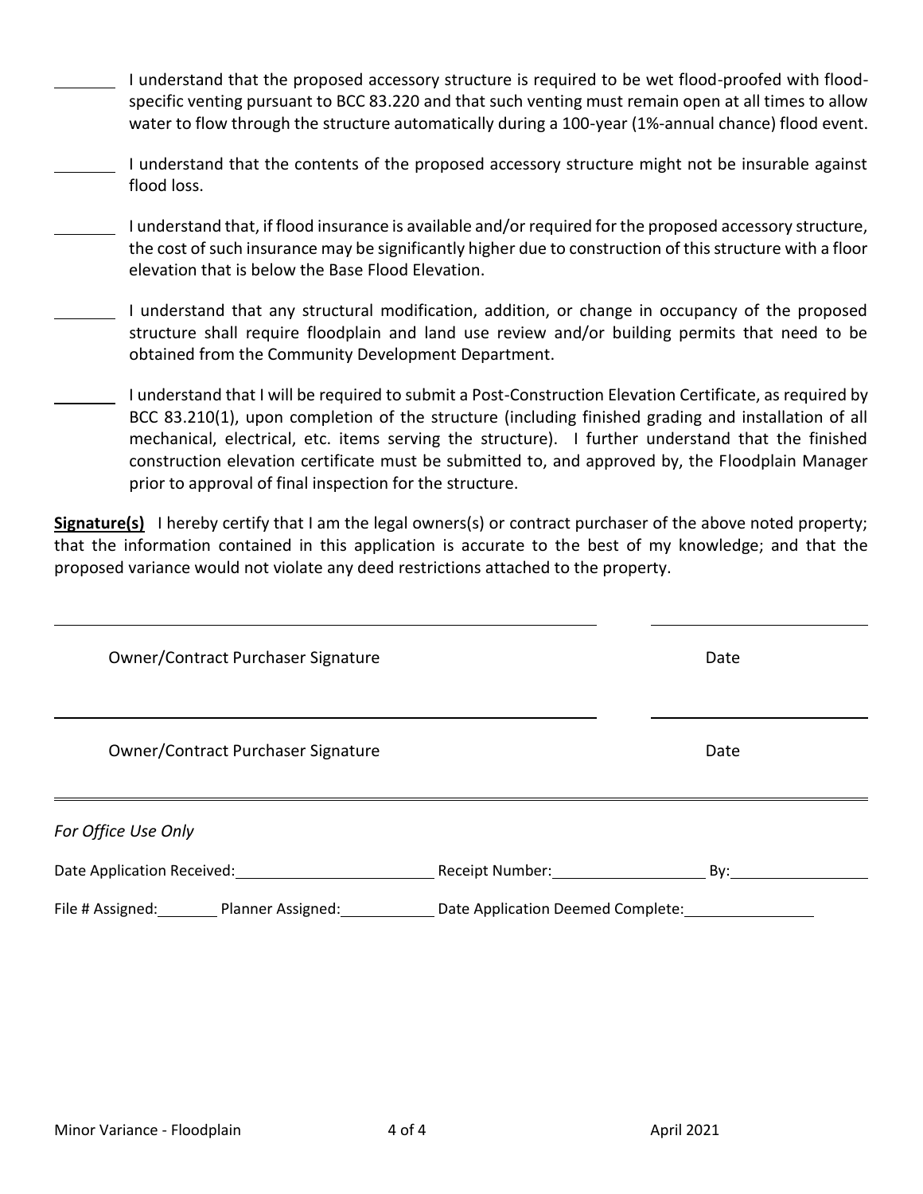_______ I understand that the proposed accessory structure is required to be wet flood-proofed with flood-specific venting pursuant to BCC 83.220 and that such venting must remain open at all times to allow water to flow through the structure automatically during a 100-year (1%-annual chance) flood event.

_______ I understand that the contents of the proposed accessory structure might not be insurable against flood loss.

_______ I understand that, if flood insurance is available and/or required for the proposed accessory structure, the cost of such insurance may be significantly higher due to construction of this structure with a floor elevation that is below the Base Flood Elevation.

_______ I understand that any structural modification, addition, or change in occupancy of the proposed structure shall require floodplain and land use review and/or building permits that need to be obtained from the Community Development Department.

_______ I understand that I will be required to submit a Post-Construction Elevation Certificate, as required by BCC 83.210(1), upon completion of the structure (including finished grading and installation of all mechanical, electrical, etc. items serving the structure). I further understand that the finished construction elevation certificate must be submitted to, and approved by, the Floodplain Manager prior to approval of final inspection for the structure.

**Signature(s)** I hereby certify that I am the legal owners(s) or contract purchaser of the above noted property; that the information contained in this application is accurate to the best of my knowledge; and that the proposed variance would not violate any deed restrictions attached to the property.

_______________________________________________ _______________________

Owner/Contract Purchaser Signature Date

_______________________________________________ _______________________

Owner/Contract Purchaser Signature Date

---

*For Office Use Only*

Date Application Received:____________________ Receipt Number:_______________ By:_______________

File # Assigned:_______ Planner Assigned:__________ Date Application Deemed Complete:_______________